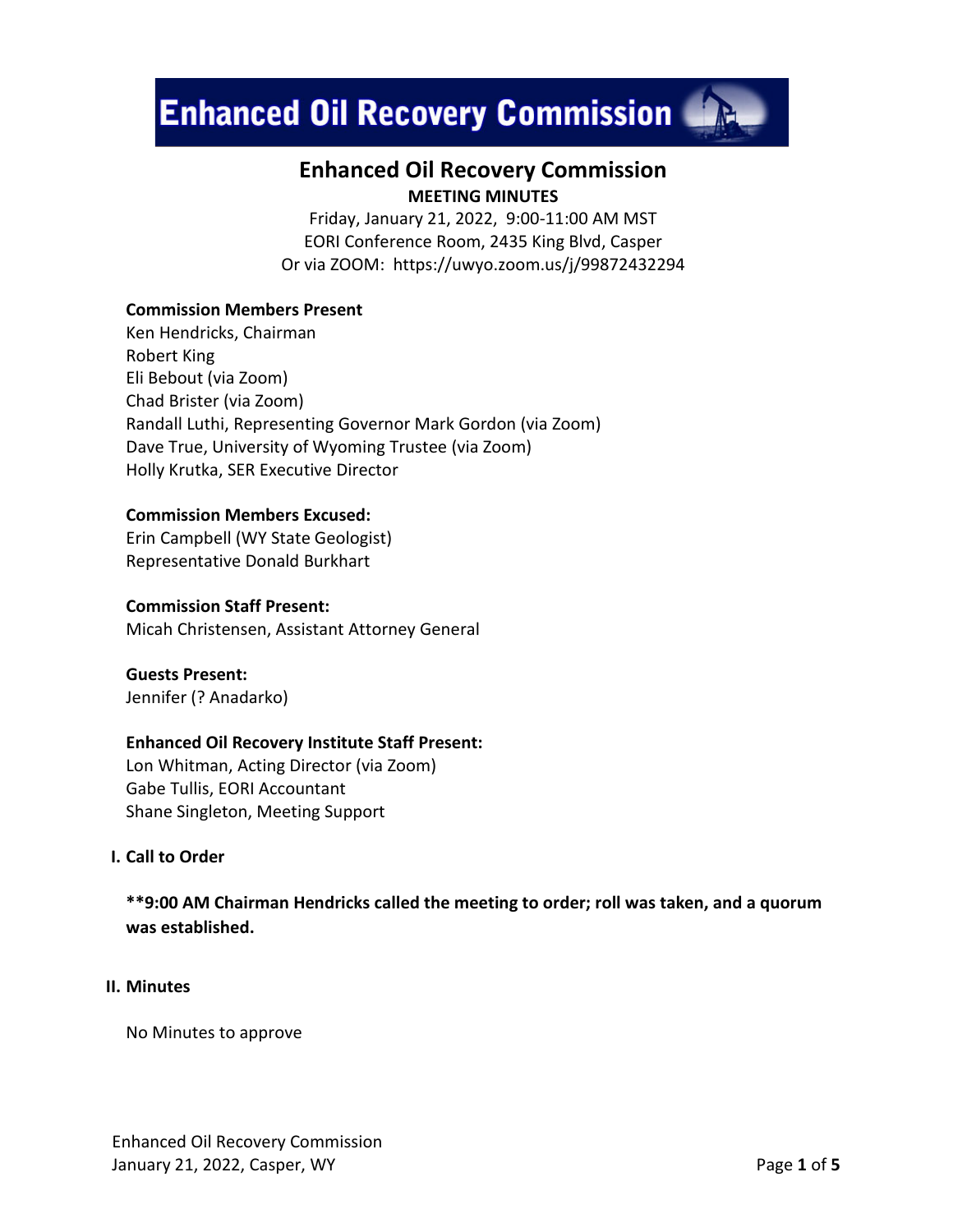# Enhanced Oil Recovery Commission

## Enhanced Oil Recovery Commission

**MEETING MINUTES**

Friday, January 21, 2022, 9:00-11:00 AM MST
EORI Conference Room, 2435 King Blvd, Casper
Or via ZOOM: https://uwyo.zoom.us/j/99872432294

**Commission Members Present**
Ken Hendricks, Chairman
Robert King
Eli Bebout (via Zoom)
Chad Brister (via Zoom)
Randall Luthi, Representing Governor Mark Gordon (via Zoom)
Dave True, University of Wyoming Trustee (via Zoom)
Holly Krutka, SER Executive Director

**Commission Members Excused:**
Erin Campbell (WY State Geologist)
Representative Donald Burkhart

**Commission Staff Present:**
Micah Christensen, Assistant Attorney General

**Guests Present:**
Jennifer (? Anadarko)

**Enhanced Oil Recovery Institute Staff Present:**
Lon Whitman, Acting Director (via Zoom)
Gabe Tullis, EORI Accountant
Shane Singleton, Meeting Support

### I. Call to Order

**\*\*9:00 AM Chairman Hendricks called the meeting to order; roll was taken, and a quorum was established.**

### II. Minutes

No Minutes to approve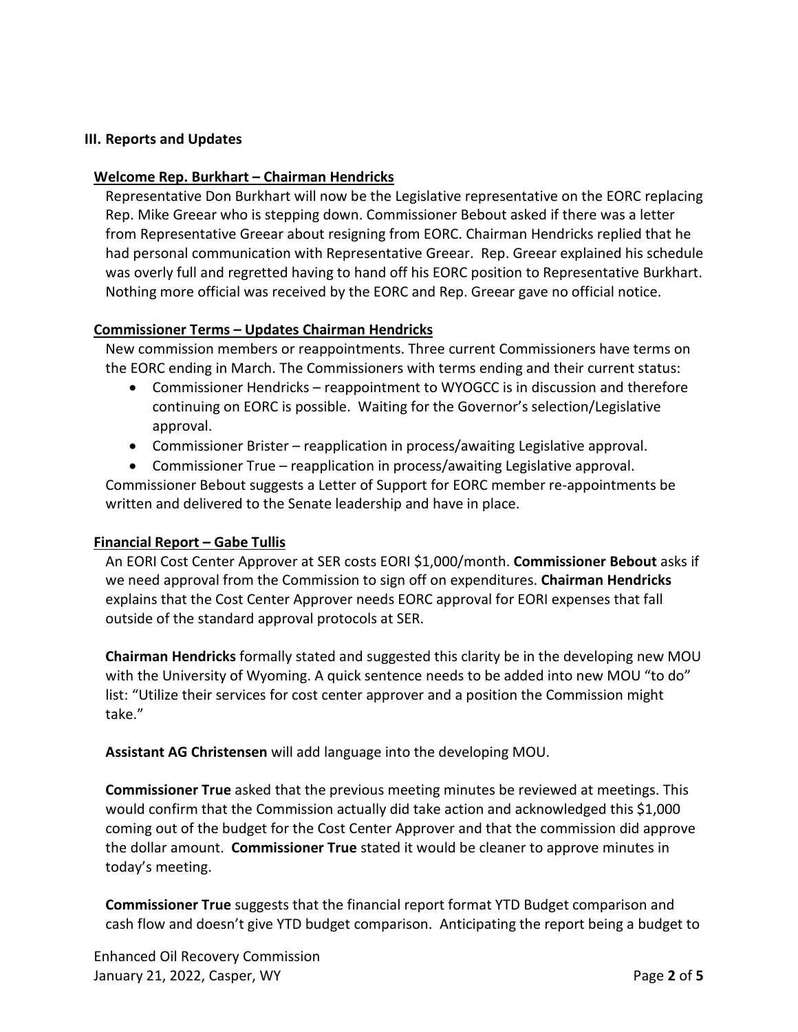## III. Reports and Updates

**Welcome Rep. Burkhart – Chairman Hendricks**

Representative Don Burkhart will now be the Legislative representative on the EORC replacing Rep. Mike Greear who is stepping down. Commissioner Bebout asked if there was a letter from Representative Greear about resigning from EORC. Chairman Hendricks replied that he had personal communication with Representative Greear. Rep. Greear explained his schedule was overly full and regretted having to hand off his EORC position to Representative Burkhart. Nothing more official was received by the EORC and Rep. Greear gave no official notice.

**Commissioner Terms – Updates Chairman Hendricks**

New commission members or reappointments. Three current Commissioners have terms on the EORC ending in March. The Commissioners with terms ending and their current status:

- Commissioner Hendricks – reappointment to WYOGCC is in discussion and therefore continuing on EORC is possible. Waiting for the Governor's selection/Legislative approval.
- Commissioner Brister – reapplication in process/awaiting Legislative approval.
- Commissioner True – reapplication in process/awaiting Legislative approval.

Commissioner Bebout suggests a Letter of Support for EORC member re-appointments be written and delivered to the Senate leadership and have in place.

**Financial Report – Gabe Tullis**

An EORI Cost Center Approver at SER costs EORI $1,000/month. **Commissioner Bebout** asks if we need approval from the Commission to sign off on expenditures. **Chairman Hendricks** explains that the Cost Center Approver needs EORC approval for EORI expenses that fall outside of the standard approval protocols at SER.

**Chairman Hendricks** formally stated and suggested this clarity be in the developing new MOU with the University of Wyoming. A quick sentence needs to be added into new MOU "to do" list: "Utilize their services for cost center approver and a position the Commission might take."

**Assistant AG Christensen** will add language into the developing MOU.

**Commissioner True** asked that the previous meeting minutes be reviewed at meetings. This would confirm that the Commission actually did take action and acknowledged this $1,000 coming out of the budget for the Cost Center Approver and that the commission did approve the dollar amount. **Commissioner True** stated it would be cleaner to approve minutes in today's meeting.

**Commissioner True** suggests that the financial report format YTD Budget comparison and cash flow and doesn't give YTD budget comparison. Anticipating the report being a budget to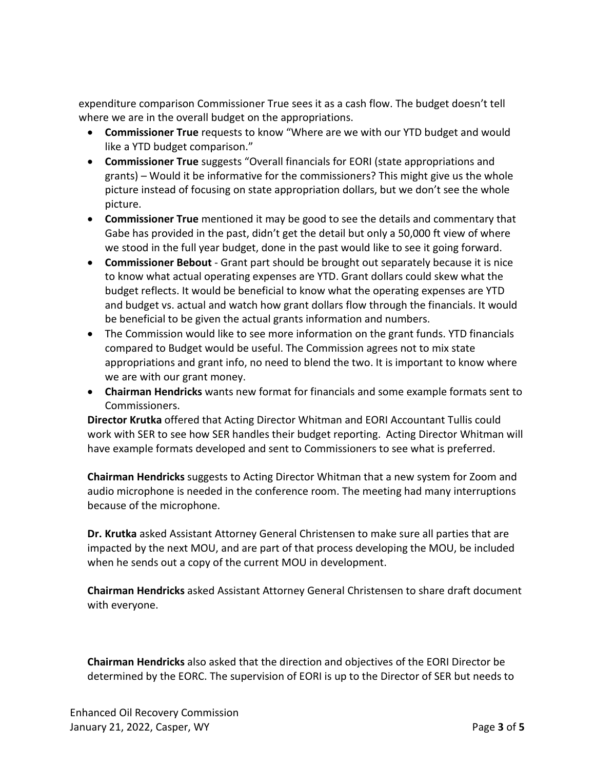expenditure comparison Commissioner True sees it as a cash flow. The budget doesn't tell where we are in the overall budget on the appropriations.

- **Commissioner True** requests to know "Where are we with our YTD budget and would like a YTD budget comparison."
- **Commissioner True** suggests "Overall financials for EORI (state appropriations and grants) – Would it be informative for the commissioners? This might give us the whole picture instead of focusing on state appropriation dollars, but we don't see the whole picture.
- **Commissioner True** mentioned it may be good to see the details and commentary that Gabe has provided in the past, didn't get the detail but only a 50,000 ft view of where we stood in the full year budget, done in the past would like to see it going forward.
- **Commissioner Bebout** - Grant part should be brought out separately because it is nice to know what actual operating expenses are YTD. Grant dollars could skew what the budget reflects. It would be beneficial to know what the operating expenses are YTD and budget vs. actual and watch how grant dollars flow through the financials. It would be beneficial to be given the actual grants information and numbers.
- The Commission would like to see more information on the grant funds. YTD financials compared to Budget would be useful. The Commission agrees not to mix state appropriations and grant info, no need to blend the two. It is important to know where we are with our grant money.
- **Chairman Hendricks** wants new format for financials and some example formats sent to Commissioners.

**Director Krutka** offered that Acting Director Whitman and EORI Accountant Tullis could work with SER to see how SER handles their budget reporting. Acting Director Whitman will have example formats developed and sent to Commissioners to see what is preferred.

**Chairman Hendricks** suggests to Acting Director Whitman that a new system for Zoom and audio microphone is needed in the conference room. The meeting had many interruptions because of the microphone.

**Dr. Krutka** asked Assistant Attorney General Christensen to make sure all parties that are impacted by the next MOU, and are part of that process developing the MOU, be included when he sends out a copy of the current MOU in development.

**Chairman Hendricks** asked Assistant Attorney General Christensen to share draft document with everyone.

**Chairman Hendricks** also asked that the direction and objectives of the EORI Director be determined by the EORC. The supervision of EORI is up to the Director of SER but needs to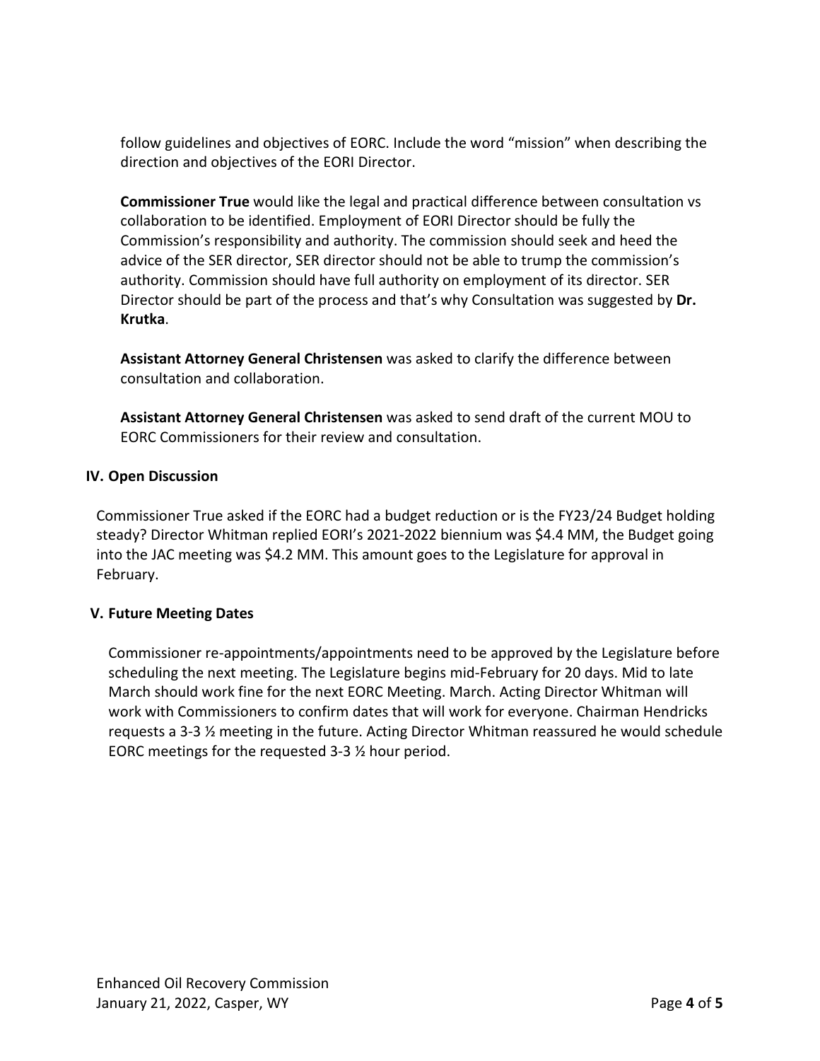follow guidelines and objectives of EORC. Include the word "mission" when describing the direction and objectives of the EORI Director.

**Commissioner True** would like the legal and practical difference between consultation vs collaboration to be identified. Employment of EORI Director should be fully the Commission's responsibility and authority. The commission should seek and heed the advice of the SER director, SER director should not be able to trump the commission's authority. Commission should have full authority on employment of its director. SER Director should be part of the process and that's why Consultation was suggested by **Dr. Krutka**.

**Assistant Attorney General Christensen** was asked to clarify the difference between consultation and collaboration.

**Assistant Attorney General Christensen** was asked to send draft of the current MOU to EORC Commissioners for their review and consultation.

## IV. Open Discussion

Commissioner True asked if the EORC had a budget reduction or is the FY23/24 Budget holding steady? Director Whitman replied EORI's 2021-2022 biennium was $4.4 MM, the Budget going into the JAC meeting was $4.2 MM. This amount goes to the Legislature for approval in February.

## V. Future Meeting Dates

Commissioner re-appointments/appointments need to be approved by the Legislature before scheduling the next meeting. The Legislature begins mid-February for 20 days. Mid to late March should work fine for the next EORC Meeting. March. Acting Director Whitman will work with Commissioners to confirm dates that will work for everyone. Chairman Hendricks requests a 3-3 ½ meeting in the future. Acting Director Whitman reassured he would schedule EORC meetings for the requested 3-3 ½ hour period.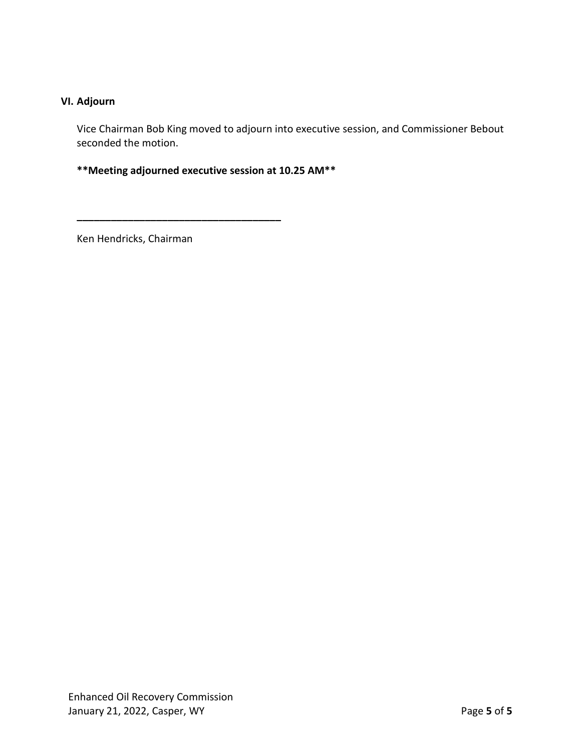## VI. Adjourn

Vice Chairman Bob King moved to adjourn into executive session, and Commissioner Bebout seconded the motion.

**\*\*Meeting adjourned executive session at 10.25 AM\*\***

_____________________________________

Ken Hendricks, Chairman